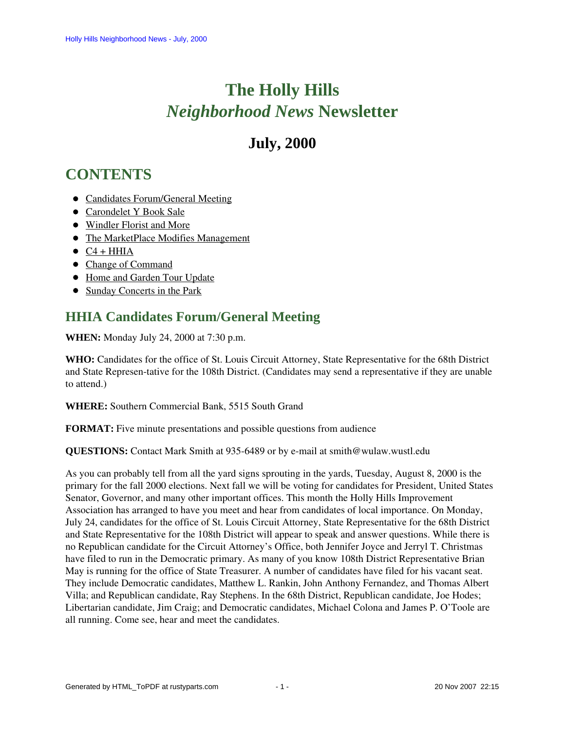# The Holly Hills *Neighborhood News* Newsletter

## July, 2000

## CONTENTS

- Candidates Forum/General Meeting
- Carondelet Y Book Sale
- Windler Florist and More
- The MarketPlace Modifies Management
- C4 + HHIA
- Change of Command
- Home and Garden Tour Update
- Sunday Concerts in the Park

## HHIA Candidates Forum/General Meeting

**WHEN:** Monday July 24, 2000 at 7:30 p.m.

**WHO:** Candidates for the office of St. Louis Circuit Attorney, State Representative for the 68th District and State Represen-tative for the 108th District. (Candidates may send a representative if they are unable to attend.)

**WHERE:** Southern Commercial Bank, 5515 South Grand

**FORMAT:** Five minute presentations and possible questions from audience

**QUESTIONS:** Contact Mark Smith at 935-6489 or by e-mail at smith@wulaw.wustl.edu

As you can probably tell from all the yard signs sprouting in the yards, Tuesday, August 8, 2000 is the primary for the fall 2000 elections. Next fall we will be voting for candidates for President, United States Senator, Governor, and many other important offices. This month the Holly Hills Improvement Association has arranged to have you meet and hear from candidates of local importance. On Monday, July 24, candidates for the office of St. Louis Circuit Attorney, State Representative for the 68th District and State Representative for the 108th District will appear to speak and answer questions. While there is no Republican candidate for the Circuit Attorney's Office, both Jennifer Joyce and Jerryl T. Christmas have filed to run in the Democratic primary. As many of you know 108th District Representative Brian May is running for the office of State Treasurer. A number of candidates have filed for his vacant seat. They include Democratic candidates, Matthew L. Rankin, John Anthony Fernandez, and Thomas Albert Villa; and Republican candidate, Ray Stephens. In the 68th District, Republican candidate, Joe Hodes; Libertarian candidate, Jim Craig; and Democratic candidates, Michael Colona and James P. O'Toole are all running. Come see, hear and meet the candidates.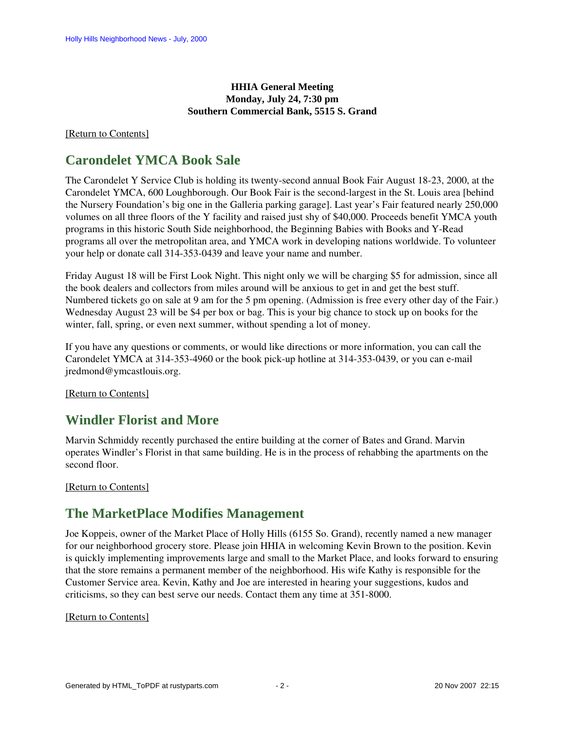**HHIA General Meeting**
**Monday, July 24, 7:30 pm**
**Southern Commercial Bank, 5515 S. Grand**

[Return to Contents]

## Carondelet YMCA Book Sale

The Carondelet Y Service Club is holding its twenty-second annual Book Fair August 18-23, 2000, at the Carondelet YMCA, 600 Loughborough. Our Book Fair is the second-largest in the St. Louis area [behind the Nursery Foundation's big one in the Galleria parking garage]. Last year's Fair featured nearly 250,000 volumes on all three floors of the Y facility and raised just shy of $40,000. Proceeds benefit YMCA youth programs in this historic South Side neighborhood, the Beginning Babies with Books and Y-Read programs all over the metropolitan area, and YMCA work in developing nations worldwide. To volunteer your help or donate call 314-353-0439 and leave your name and number.

Friday August 18 will be First Look Night. This night only we will be charging $5 for admission, since all the book dealers and collectors from miles around will be anxious to get in and get the best stuff. Numbered tickets go on sale at 9 am for the 5 pm opening. (Admission is free every other day of the Fair.) Wednesday August 23 will be $4 per box or bag. This is your big chance to stock up on books for the winter, fall, spring, or even next summer, without spending a lot of money.

If you have any questions or comments, or would like directions or more information, you can call the Carondelet YMCA at 314-353-4960 or the book pick-up hotline at 314-353-0439, or you can e-mail jredmond@ymcastlouis.org.

[Return to Contents]

## Windler Florist and More

Marvin Schmiddy recently purchased the entire building at the corner of Bates and Grand. Marvin operates Windler's Florist in that same building. He is in the process of rehabbing the apartments on the second floor.

[Return to Contents]

## The MarketPlace Modifies Management

Joe Koppeis, owner of the Market Place of Holly Hills (6155 So. Grand), recently named a new manager for our neighborhood grocery store. Please join HHIA in welcoming Kevin Brown to the position. Kevin is quickly implementing improvements large and small to the Market Place, and looks forward to ensuring that the store remains a permanent member of the neighborhood. His wife Kathy is responsible for the Customer Service area. Kevin, Kathy and Joe are interested in hearing your suggestions, kudos and criticisms, so they can best serve our needs. Contact them any time at 351-8000.

[Return to Contents]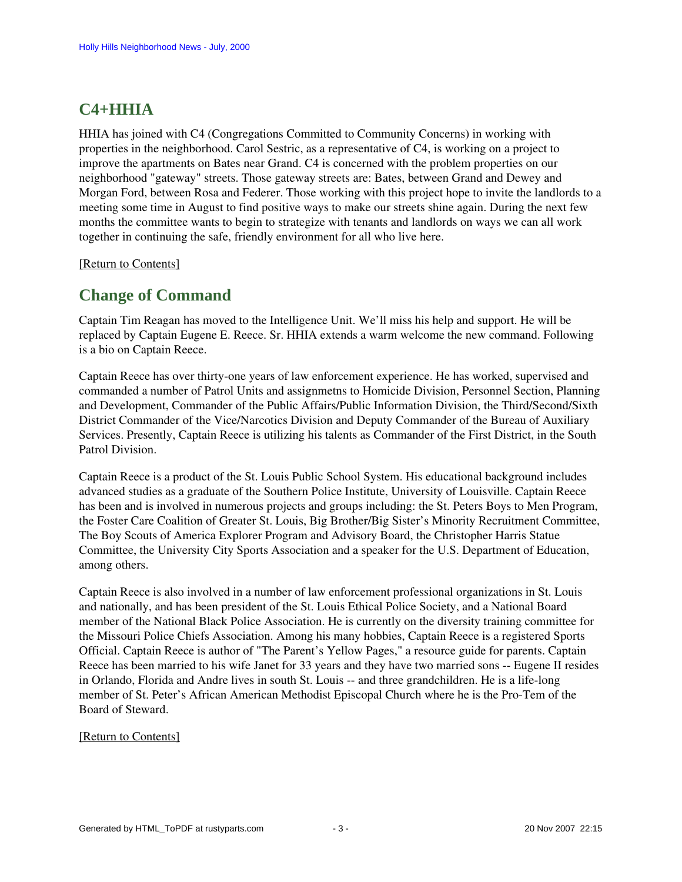## C4+HHIA

HHIA has joined with C4 (Congregations Committed to Community Concerns) in working with properties in the neighborhood. Carol Sestric, as a representative of C4, is working on a project to improve the apartments on Bates near Grand. C4 is concerned with the problem properties on our neighborhood "gateway" streets. Those gateway streets are: Bates, between Grand and Dewey and Morgan Ford, between Rosa and Federer. Those working with this project hope to invite the landlords to a meeting some time in August to find positive ways to make our streets shine again. During the next few months the committee wants to begin to strategize with tenants and landlords on ways we can all work together in continuing the safe, friendly environment for all who live here.

[Return to Contents]

## Change of Command

Captain Tim Reagan has moved to the Intelligence Unit. We'll miss his help and support. He will be replaced by Captain Eugene E. Reece. Sr. HHIA extends a warm welcome the new command. Following is a bio on Captain Reece.

Captain Reece has over thirty-one years of law enforcement experience. He has worked, supervised and commanded a number of Patrol Units and assignmetns to Homicide Division, Personnel Section, Planning and Development, Commander of the Public Affairs/Public Information Division, the Third/Second/Sixth District Commander of the Vice/Narcotics Division and Deputy Commander of the Bureau of Auxiliary Services. Presently, Captain Reece is utilizing his talents as Commander of the First District, in the South Patrol Division.

Captain Reece is a product of the St. Louis Public School System. His educational background includes advanced studies as a graduate of the Southern Police Institute, University of Louisville. Captain Reece has been and is involved in numerous projects and groups including: the St. Peters Boys to Men Program, the Foster Care Coalition of Greater St. Louis, Big Brother/Big Sister's Minority Recruitment Committee, The Boy Scouts of America Explorer Program and Advisory Board, the Christopher Harris Statue Committee, the University City Sports Association and a speaker for the U.S. Department of Education, among others.

Captain Reece is also involved in a number of law enforcement professional organizations in St. Louis and nationally, and has been president of the St. Louis Ethical Police Society, and a National Board member of the National Black Police Association. He is currently on the diversity training committee for the Missouri Police Chiefs Association. Among his many hobbies, Captain Reece is a registered Sports Official. Captain Reece is author of "The Parent's Yellow Pages," a resource guide for parents. Captain Reece has been married to his wife Janet for 33 years and they have two married sons -- Eugene II resides in Orlando, Florida and Andre lives in south St. Louis -- and three grandchildren. He is a life-long member of St. Peter's African American Methodist Episcopal Church where he is the Pro-Tem of the Board of Steward.

[Return to Contents]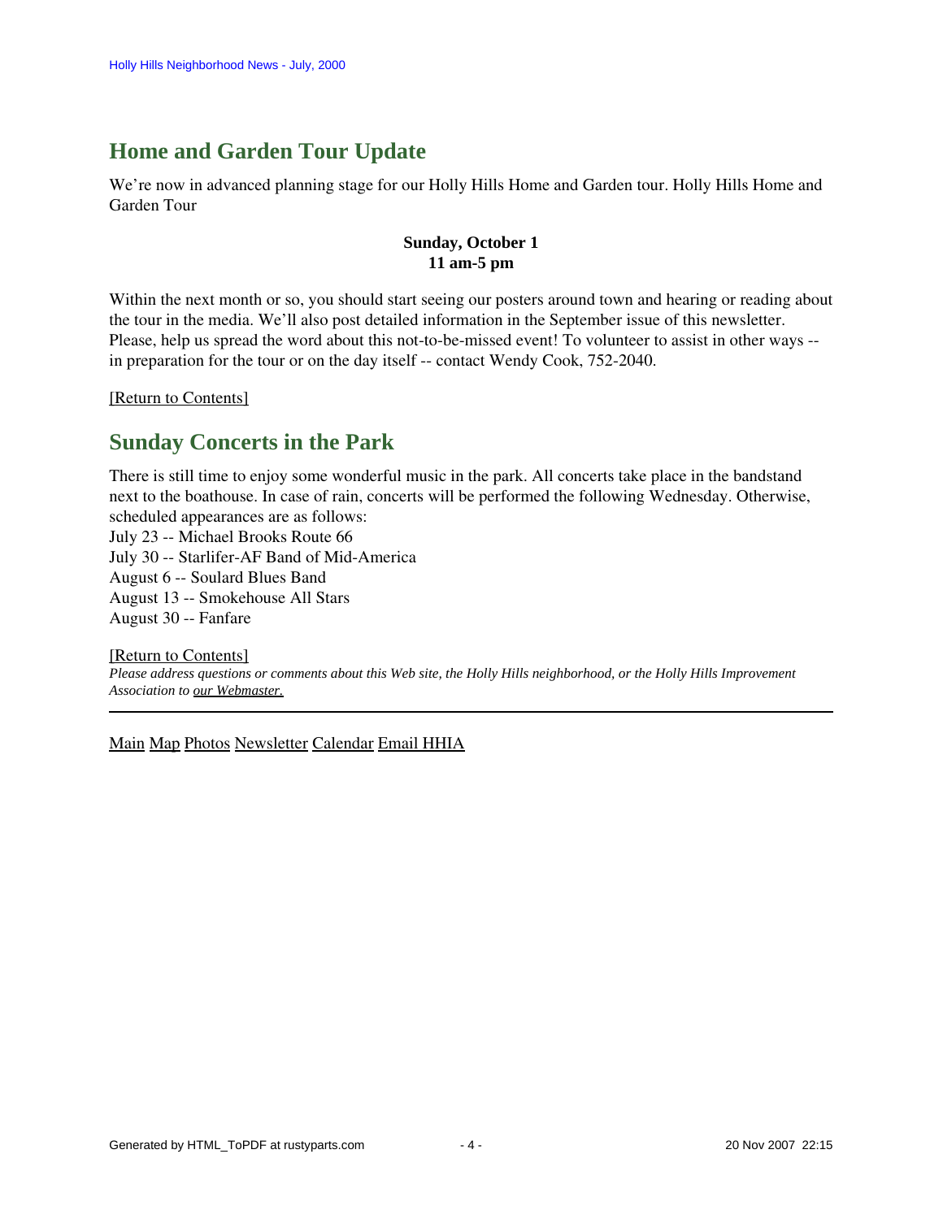## Home and Garden Tour Update

We're now in advanced planning stage for our Holly Hills Home and Garden tour. Holly Hills Home and Garden Tour

**Sunday, October 1**
**11 am-5 pm**

Within the next month or so, you should start seeing our posters around town and hearing or reading about the tour in the media. We'll also post detailed information in the September issue of this newsletter. Please, help us spread the word about this not-to-be-missed event! To volunteer to assist in other ways -- in preparation for the tour or on the day itself -- contact Wendy Cook, 752-2040.

[Return to Contents]

## Sunday Concerts in the Park

There is still time to enjoy some wonderful music in the park. All concerts take place in the bandstand next to the boathouse. In case of rain, concerts will be performed the following Wednesday. Otherwise, scheduled appearances are as follows:
July 23 -- Michael Brooks Route 66
July 30 -- Starlifer-AF Band of Mid-America
August 6 -- Soulard Blues Band
August 13 -- Smokehouse All Stars
August 30 -- Fanfare

[Return to Contents]

*Please address questions or comments about this Web site, the Holly Hills neighborhood, or the Holly Hills Improvement Association to our Webmaster.*

---

Main Map Photos Newsletter Calendar Email HHIA